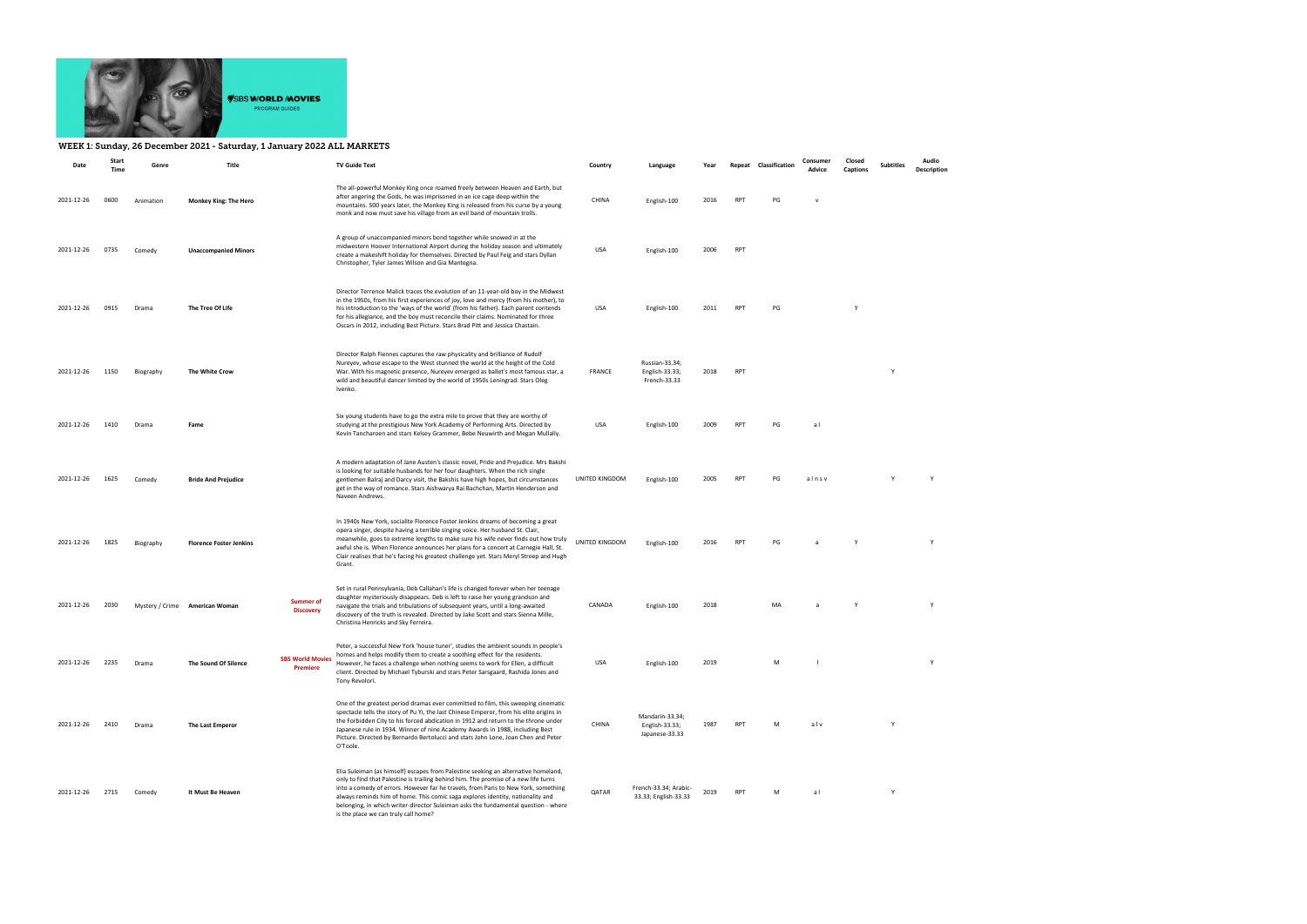## WEEK 1: Sunday, 26 December 2021 - Saturday, 1 January 2022 ALL MARKETS

| Date | Start Time | Genre | Title | | TV Guide Text | Country | Language | Year | Repeat | Classification | Consumer Advice | Closed Captions | Subtitles | Audio Description |
|---|---|---|---|---|---|---|---|---|---|---|---|---|---|---|
| 2021-12-26 | 0600 | Animation | **Monkey King: The Hero** | | The all-powerful Monkey King once roamed freely between Heaven and Earth, but after angering the Gods, he was imprisoned in an ice cage deep within the mountains. 500 years later, the Monkey King is released from his curse by a young monk and now must save his village from an evil band of mountain trolls. | CHINA | English-100 | 2016 | RPT | PG | v | | | |
| 2021-12-26 | 0735 | Comedy | **Unaccompanied Minors** | | A group of unaccompanied minors bond together while snowed in at the midwestern Hoover International Airport during the holiday season and ultimately create a makeshift holiday for themselves. Directed by Paul Feig and stars Dyllan Christopher, Tyler James Wilson and Gia Mantegna. | USA | English-100 | 2006 | RPT | | | | | |
| 2021-12-26 | 0915 | Drama | **The Tree Of Life** | | Director Terrence Malick traces the evolution of an 11-year-old boy in the Midwest in the 1950s, from his first experiences of joy, love and mercy (from his mother), to his introduction to the 'ways of the world' (from his father). Each parent contends for his allegiance, and the boy must reconcile their claims. Nominated for three Oscars in 2012, including Best Picture. Stars Brad Pitt and Jessica Chastain. | USA | English-100 | 2011 | RPT | PG | | Y | | |
| 2021-12-26 | 1150 | Biography | **The White Crow** | | Director Ralph Fiennes captures the raw physicality and brilliance of Rudolf Nureyev, whose escape to the West stunned the world at the height of the Cold War. With his magnetic presence, Nureyev emerged as ballet's most famous star, a wild and beautiful dancer limited by the world of 1950s Leningrad. Stars Oleg Ivenko. | FRANCE | Russian-33.34; English-33.33; French-33.33 | 2018 | RPT | | | | Y | |
| 2021-12-26 | 1410 | Drama | **Fame** | | Six young students have to go the extra mile to prove that they are worthy of studying at the prestigious New York Academy of Performing Arts. Directed by Kevin Tancharoen and stars Kelsey Grammer, Bebe Neuwirth and Megan Mullally. | USA | English-100 | 2009 | RPT | PG | a l | | | |
| 2021-12-26 | 1625 | Comedy | **Bride And Prejudice** | | A modern adaptation of Jane Austen's classic novel, Pride and Prejudice. Mrs Bakshi is looking for suitable husbands for her four daughters. When the rich single gentlemen Balraj and Darcy visit, the Bakshis have high hopes, but circumstances get in the way of romance. Stars Aishwarya Rai Bachchan, Martin Henderson and Naveen Andrews. | UNITED KINGDOM | English-100 | 2005 | RPT | PG | a l n s v | | Y | Y |
| 2021-12-26 | 1825 | Biography | **Florence Foster Jenkins** | | In 1940s New York, socialite Florence Foster Jenkins dreams of becoming a great opera singer, despite having a terrible singing voice. Her husband St. Clair, meanwhile, goes to extreme lengths to make sure his wife never finds out how truly awful she is. When Florence announces her plans for a concert at Carnegie Hall, St. Clair realises that he's facing his greatest challenge yet. Stars Meryl Streep and Hugh Grant. | UNITED KINGDOM | English-100 | 2016 | RPT | PG | a | Y | | Y |
| 2021-12-26 | 2030 | Mystery / Crime | **American Woman** | **Summer of Discovery** | Set in rural Pennsylvania, Deb Callahan's life is changed forever when her teenage daughter mysteriously disappears. Deb is left to raise her young grandson and navigate the trials and tribulations of subsequent years, until a long-awaited discovery of the truth is revealed. Directed by Jake Scott and stars Sienna Mille, Christina Henricks and Sky Ferreira. | CANADA | English-100 | 2018 | | MA | a | Y | | Y |
| 2021-12-26 | 2235 | Drama | **The Sound Of Silence** | **SBS World Movies Premiere** | Peter, a successful New York 'house tuner', studies the ambient sounds in people's homes and helps modify them to create a soothing effect for the residents. However, he faces a challenge when nothing seems to work for Ellen, a difficult client. Directed by Michael Tyburski and stars Peter Sarsgaard, Rashida Jones and Tony Revolori. | USA | English-100 | 2019 | | M | l | | | Y |
| 2021-12-26 | 2410 | Drama | **The Last Emperor** | | One of the greatest period dramas ever committed to film, this sweeping cinematic spectacle tells the story of Pu Yi, the last Chinese Emperor, from his elite origins in the Forbidden City to his forced abdication in 1912 and return to the throne under Japanese rule in 1934. Winner of nine Academy Awards in 1988, including Best Picture. Directed by Bernardo Bertolucci and stars John Lone, Joan Chen and Peter O'Toole. | CHINA | Mandarin-33.34; English-33.33; Japanese-33.33 | 1987 | RPT | M | a l v | | Y | |
| 2021-12-26 | 2715 | Comedy | **It Must Be Heaven** | | Elia Suleiman (as himself) escapes from Palestine seeking an alternative homeland, only to find that Palestine is trailing behind him. The promise of a new life turns into a comedy of errors. However far he travels, from Paris to New York, something always reminds him of home. This comic saga explores identity, nationality and belonging, in which writer-director Suleiman asks the fundamental question - where is the place we can truly call home? | QATAR | French-33.34; Arabic-33.33; English-33.33 | 2019 | RPT | M | a l | | Y | |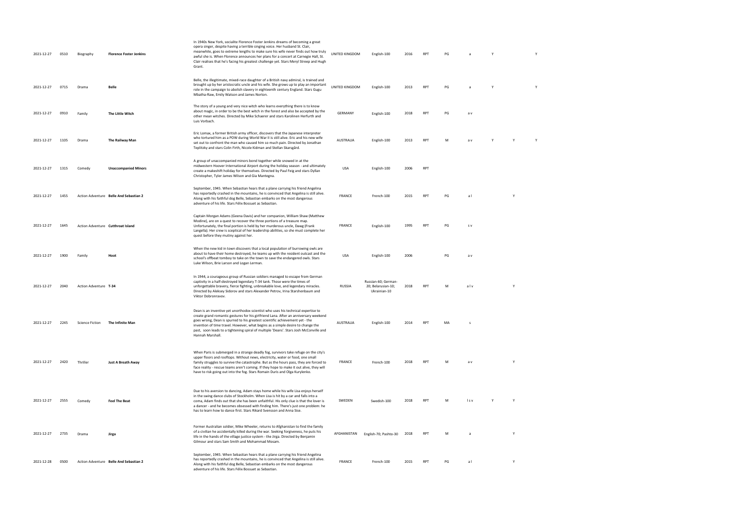| | | | | | | | | | | | | | |
|---|---|---|---|---|---|---|---|---|---|---|---|---|---|
| 2021-12-27 | 0510 | Biography | **Florence Foster Jenkins** | In 1940s New York, socialite Florence Foster Jenkins dreams of becoming a great opera singer, despite having a terrible singing voice. Her husband St. Clair, meanwhile, goes to extreme lengths to make sure his wife never finds out how truly awful she is. When Florence announces her plans for a concert at Carnegie Hall, St. Clair realises that he's facing his greatest challenge yet. Stars Meryl Streep and Hugh Grant. | UNITED KINGDOM | English-100 | 2016 | RPT | PG | a | Y | | Y |
| 2021-12-27 | 0715 | Drama | **Belle** | Belle, the illegitimate, mixed-race daughter of a British navy admiral, is trained and brought up by her aristocratic uncle and his wife. She grows up to play an important role in the campaign to abolish slavery in eighteenth century England. Stars Gugu Mbatha-Raw, Emily Watson and James Norton. | UNITED KINGDOM | English-100 | 2013 | RPT | PG | a | Y | | Y |
| 2021-12-27 | 0910 | Family | **The Little Witch** | The story of a young and very nice witch who learns everything there is to know about magic, in order to be the best witch in the forest and also be accepted by the other mean witches. Directed by Mike Schaerer and stars Karolinen Herfurth and Luis Vorbach. | GERMANY | English-100 | 2018 | RPT | PG | a v | | | |
| 2021-12-27 | 1105 | Drama | **The Railway Man** | Eric Lomax, a former British army officer, discovers that the Japanese interpreter who tortured him as a POW during World War II is still alive. Eric and his new wife set out to confront the man who caused him so much pain. Directed by Jonathan Teplitzky and stars Colin Firth, Nicole Kidman and Stellan Skarsgård. | AUSTRALIA | English-100 | 2013 | RPT | M | a v | Y | Y | Y |
| 2021-12-27 | 1315 | Comedy | **Unaccompanied Minors** | A group of unaccompanied minors bond together while snowed in at the midwestern Hoover International Airport during the holiday season - and ultimately create a makeshift holiday for themselves. Directed by Paul Feig and stars Dyllan Christopher, Tyler James Wilson and Gia Mantegna. | USA | English-100 | 2006 | RPT | | | | | |
| 2021-12-27 | 1455 | Action Adventure | **Belle And Sebastian 2** | September, 1945. When Sebastian hears that a plane carrying his friend Angelina has reportedly crashed in the mountains, he is convinced that Angelina is still alive. Along with his faithful dog Belle, Sebastian embarks on the most dangerous adventure of his life. Stars Félix Bossuet as Sebastian. | FRANCE | French-100 | 2015 | RPT | PG | a l | | Y | |
| 2021-12-27 | 1645 | Action Adventure | **Cutthroat Island** | Captain Morgan Adams (Geena Davis) and her companion, William Shaw (Matthew Modine), are on a quest to recover the three portions of a treasure map. Unfortunately, the final portion is held by her murderous uncle, Dawg (Frank Langella). Her crew is sceptical of her leadership abilities, so she must complete her quest before they mutiny against her. | FRANCE | English-100 | 1995 | RPT | PG | s v | | | |
| 2021-12-27 | 1900 | Family | **Hoot** | When the new kid in town discovers that a local population of burrowing owls are about to have their home destroyed, he teams up with the resident outcast and the school's offbeat tomboy to take on the town to save the endangered owls. Stars Luke Wilson, Brie Larson and Logan Lerman. | USA | English-100 | 2006 | | PG | a v | | | |
| 2021-12-27 | 2040 | Action Adventure | **T-34** | In 1944, a courageous group of Russian soldiers managed to escape from German captivity in a half-destroyed legendary T-34 tank. Those were the times of unforgettable bravery, fierce fighting, unbreakable love, and legendary miracles. Directed by Aleksey Sidorov and stars Alexander Petrov, Irina Starshenbaum and Viktor Dobronravov. | RUSSIA | Russian-60; German-20; Belarusian-10; Ukrainian-10 | 2018 | RPT | M | a l v | | Y | |
| 2021-12-27 | 2245 | Science Fiction | **The Infinite Man** | Dean is an inventive yet unorthodox scientist who uses his technical expertise to create grand romantic gestures for his girlfriend Lana. After an anniversary weekend goes wrong, Dean is spurred to his greatest scientific achievement yet - the invention of time travel. However, what begins as a simple desire to change the past, soon leads to a tightening spiral of multiple 'Deans'. Stars Josh McConville and Hannah Marshall. | AUSTRALIA | English-100 | 2014 | RPT | MA | s | | | |
| 2021-12-27 | 2420 | Thriller | **Just A Breath Away** | When Paris is submerged in a strange deadly fog, survivors take refuge on the city's upper floors and rooftops. Without news, electricity, water or food, one small family struggles to survive the catastrophe. But as the hours pass, they are forced to face reality - rescue teams aren't coming. If they hope to make it out alive, they will have to risk going out into the fog. Stars Romain Duris and Olga Kurylenko. | FRANCE | French-100 | 2018 | RPT | M | a v | | Y | |
| 2021-12-27 | 2555 | Comedy | **Feel The Beat** | Due to his aversion to dancing, Adam stays home while his wife Lisa enjoys herself in the swing dance clubs of Stockholm. When Lisa is hit by a car and falls into a coma, Adam finds out that she has been unfaithful. His only clue is that the lover is a dancer - and he becomes obsessed with finding him. There's just one problem: he has to learn how to dance first. Stars Rikard Svensson and Anna Sise. | SWEDEN | Swedish-100 | 2018 | RPT | M | l s v | Y | Y | |
| 2021-12-27 | 2735 | Drama | **Jirga** | Former Australian soldier, Mike Wheeler, returns to Afghanistan to find the family of a civilian he accidentally killed during the war. Seeking forgiveness, he puts his life in the hands of the village justice system - the Jirga. Directed by Benjamin Gilmour and stars Sam Smith and Mohammad Mosam. | AFGHANISTAN | English-70; Pashto-30 | 2018 | RPT | M | a | | Y | |
| 2021-12-28 | 0500 | Action Adventure | **Belle And Sebastian 2** | September, 1945. When Sebastian hears that a plane carrying his friend Angelina has reportedly crashed in the mountains, he is convinced that Angelina is still alive. Along with his faithful dog Belle, Sebastian embarks on the most dangerous adventure of his life. Stars Félix Bossuet as Sebastian. | FRANCE | French-100 | 2015 | RPT | PG | a l | | Y | |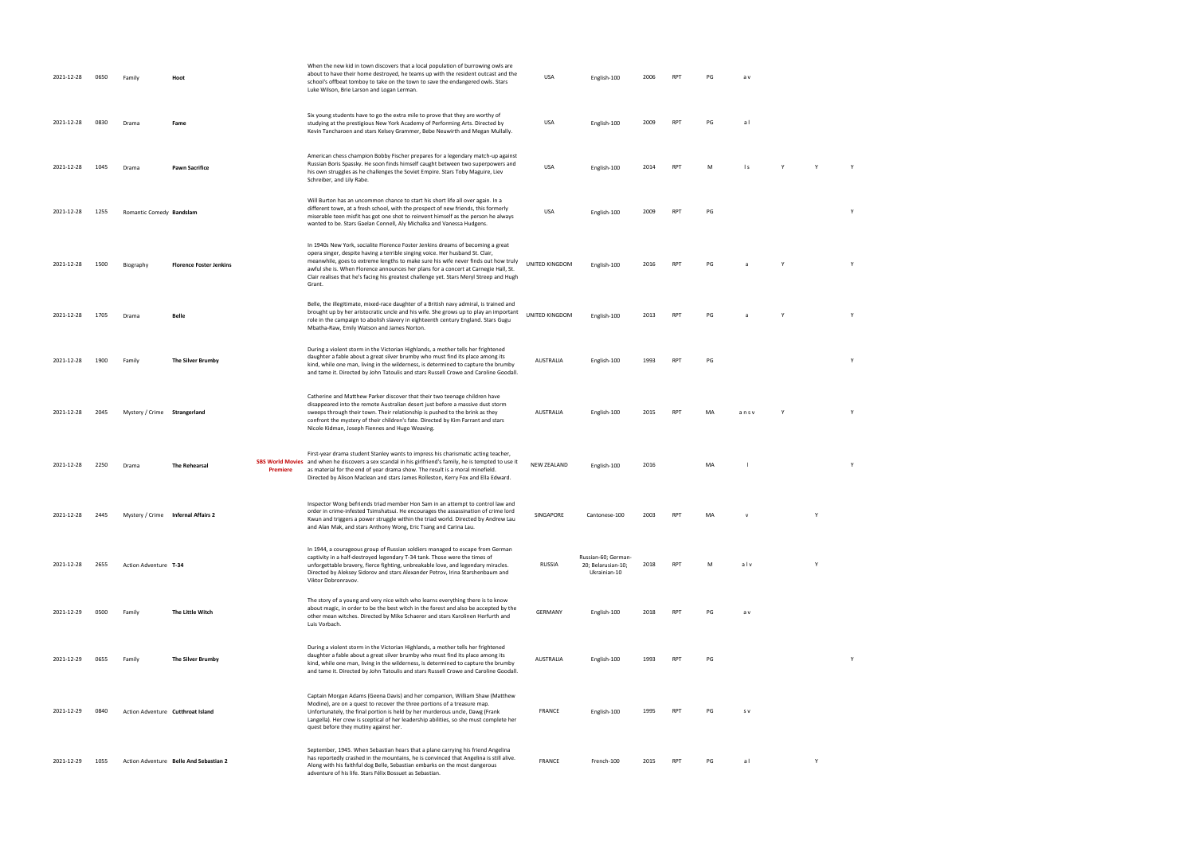| | | | | | | | | | | | | | | |
|---|---|---|---|---|---|---|---|---|---|---|---|---|---|---|
| 2021-12-28 | 0650 | Family | **Hoot** | | When the new kid in town discovers that a local population of burrowing owls are about to have their home destroyed, he teams up with the resident outcast and the school's offbeat tomboy to take on the town to save the endangered owls. Stars Luke Wilson, Brie Larson and Logan Lerman. | USA | English-100 | 2006 | RPT | PG | a v | | | |
| 2021-12-28 | 0830 | Drama | **Fame** | | Six young students have to go the extra mile to prove that they are worthy of studying at the prestigious New York Academy of Performing Arts. Directed by Kevin Tancharoen and stars Kelsey Grammer, Bebe Neuwirth and Megan Mullally. | USA | English-100 | 2009 | RPT | PG | a l | | | |
| 2021-12-28 | 1045 | Drama | **Pawn Sacrifice** | | American chess champion Bobby Fischer prepares for a legendary match-up against Russian Boris Spassky. He soon finds himself caught between two superpowers and his own struggles as he challenges the Soviet Empire. Stars Toby Maguire, Liev Schreiber, and Lily Rabe. | USA | English-100 | 2014 | RPT | M | l s | Y | Y | Y |
| 2021-12-28 | 1255 | Romantic Comedy | **Bandslam** | | Will Burton has an uncommon chance to start his short life all over again. In a different town, at a fresh school, with the prospect of new friends, this formerly miserable teen misfit has got one shot to reinvent himself as the person he always wanted to be. Stars Gaelan Connell, Aly Michalka and Vanessa Hudgens. | USA | English-100 | 2009 | RPT | PG | | | | Y |
| 2021-12-28 | 1500 | Biography | **Florence Foster Jenkins** | | In 1940s New York, socialite Florence Foster Jenkins dreams of becoming a great opera singer, despite having a terrible singing voice. Her husband St. Clair, meanwhile, goes to extreme lengths to make sure his wife never finds out how truly awful she is. When Florence announces her plans for a concert at Carnegie Hall, St. Clair realises that he's facing his greatest challenge yet. Stars Meryl Streep and Hugh Grant. | UNITED KINGDOM | English-100 | 2016 | RPT | PG | a | Y | | Y |
| 2021-12-28 | 1705 | Drama | **Belle** | | Belle, the illegitimate, mixed-race daughter of a British navy admiral, is trained and brought up by her aristocratic uncle and his wife. She grows up to play an important role in the campaign to abolish slavery in eighteenth century England. Stars Gugu Mbatha-Raw, Emily Watson and James Norton. | UNITED KINGDOM | English-100 | 2013 | RPT | PG | a | Y | | Y |
| 2021-12-28 | 1900 | Family | **The Silver Brumby** | | During a violent storm in the Victorian Highlands, a mother tells her frightened daughter a fable about a great silver brumby who must find its place among its kind, while one man, living in the wilderness, is determined to capture the brumby and tame it. Directed by John Tatoulis and stars Russell Crowe and Caroline Goodall. | AUSTRALIA | English-100 | 1993 | RPT | PG | | | | Y |
| 2021-12-28 | 2045 | Mystery / Crime | **Strangerland** | | Catherine and Matthew Parker discover that their two teenage children have disappeared into the remote Australian desert just before a massive dust storm sweeps through their town. Their relationship is pushed to the brink as they confront the mystery of their children's fate. Directed by Kim Farrant and stars Nicole Kidman, Joseph Fiennes and Hugo Weaving. | AUSTRALIA | English-100 | 2015 | RPT | MA | a n s v | Y | | Y |
| 2021-12-28 | 2250 | Drama | **The Rehearsal** | **SBS World Movies Premiere** | First-year drama student Stanley wants to impress his charismatic acting teacher, and when he discovers a sex scandal in his girlfriend's family, he is tempted to use it as material for the end of year drama show. The result is a moral minefield. Directed by Alison Maclean and stars James Rolleston, Kerry Fox and Ella Edward. | NEW ZEALAND | English-100 | 2016 | | MA | l | | | Y |
| 2021-12-28 | 2445 | Mystery / Crime | **Infernal Affairs 2** | | Inspector Wong befriends triad member Hon Sam in an attempt to control law and order in crime-infested Tsimshatsui. He encourages the assassination of crime lord Kwun and triggers a power struggle within the triad world. Directed by Andrew Lau and Alan Mak, and stars Anthony Wong, Eric Tsang and Carina Lau. | SINGAPORE | Cantonese-100 | 2003 | RPT | MA | v | | Y | |
| 2021-12-28 | 2655 | Action Adventure | **T-34** | | In 1944, a courageous group of Russian soldiers managed to escape from German captivity in a half-destroyed legendary T-34 tank. Those were the times of unforgettable bravery, fierce fighting, unbreakable love, and legendary miracles. Directed by Aleksey Sidorov and stars Alexander Petrov, Irina Starshenbaum and Viktor Dobronravov. | RUSSIA | Russian-60; German-20; Belarusian-10; Ukrainian-10 | 2018 | RPT | M | a l v | | Y | |
| 2021-12-29 | 0500 | Family | **The Little Witch** | | The story of a young and very nice witch who learns everything there is to know about magic, in order to be the best witch in the forest and also be accepted by the other mean witches. Directed by Mike Schaerer and stars Karolinen Herfurth and Luis Vorbach. | GERMANY | English-100 | 2018 | RPT | PG | a v | | | |
| 2021-12-29 | 0655 | Family | **The Silver Brumby** | | During a violent storm in the Victorian Highlands, a mother tells her frightened daughter a fable about a great silver brumby who must find its place among its kind, while one man, living in the wilderness, is determined to capture the brumby and tame it. Directed by John Tatoulis and stars Russell Crowe and Caroline Goodall. | AUSTRALIA | English-100 | 1993 | RPT | PG | | | | Y |
| 2021-12-29 | 0840 | Action Adventure | **Cutthroat Island** | | Captain Morgan Adams (Geena Davis) and her companion, William Shaw (Matthew Modine), are on a quest to recover the three portions of a treasure map. Unfortunately, the final portion is held by her murderous uncle, Dawg (Frank Langella). Her crew is sceptical of her leadership abilities, so she must complete her quest before they mutiny against her. | FRANCE | English-100 | 1995 | RPT | PG | s v | | | |
| 2021-12-29 | 1055 | Action Adventure | **Belle And Sebastian 2** | | September, 1945. When Sebastian hears that a plane carrying his friend Angelina has reportedly crashed in the mountains, he is convinced that Angelina is still alive. Along with his faithful dog Belle, Sebastian embarks on the most dangerous adventure of his life. Stars Félix Bossuet as Sebastian. | FRANCE | French-100 | 2015 | RPT | PG | a l | | Y | |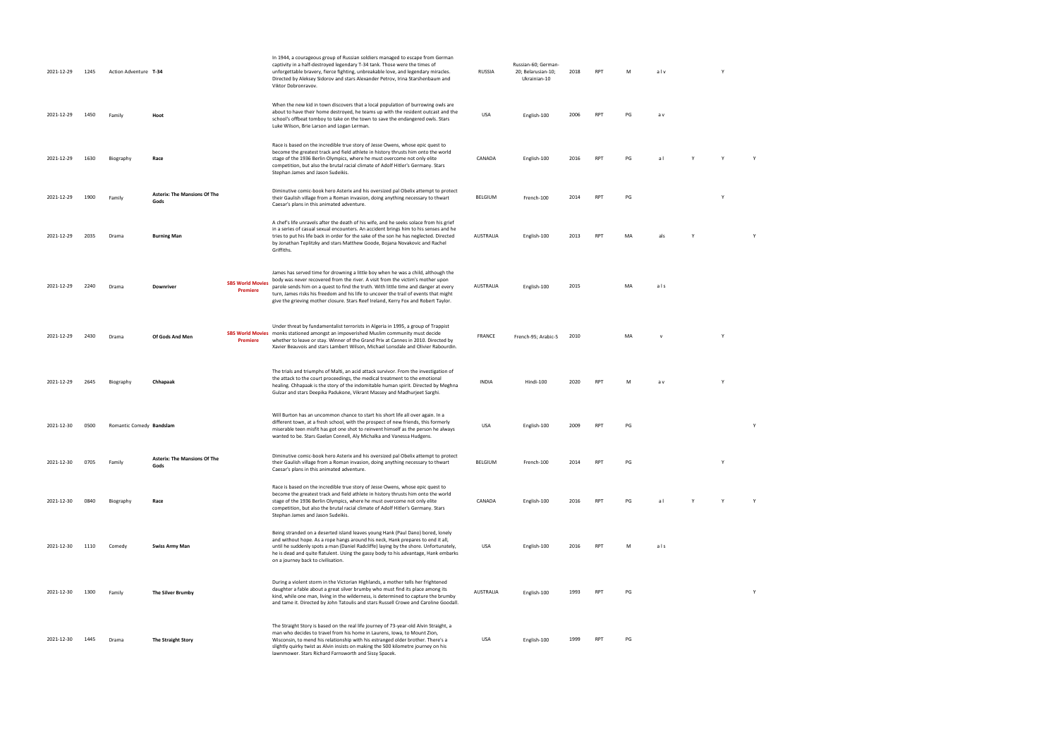| | | | | | | | | | | | | | | | |
|---|---|---|---|---|---|---|---|---|---|---|---|---|---|---|---|
| 2021-12-29 | 1245 | Action Adventure | T-34 | | In 1944, a courageous group of Russian soldiers managed to escape from German captivity in a half-destroyed legendary T-34 tank. Those were the times of unforgettable bravery, fierce fighting, unbreakable love, and legendary miracles. Directed by Aleksey Sidorov and stars Alexander Petrov, Irina Starshenbaum and Viktor Dobronravov. | RUSSIA | Russian-60; German-20; Belarusian-10; Ukrainian-10 | 2018 | RPT | M | a l v | | Y | |
| 2021-12-29 | 1450 | Family | Hoot | | When the new kid in town discovers that a local population of burrowing owls are about to have their home destroyed, he teams up with the resident outcast and the school's offbeat tomboy to take on the town to save the endangered owls. Stars Luke Wilson, Brie Larson and Logan Lerman. | USA | English-100 | 2006 | RPT | PG | a v | | | |
| 2021-12-29 | 1630 | Biography | Race | | Race is based on the incredible true story of Jesse Owens, whose epic quest to become the greatest track and field athlete in history thrusts him onto the world stage of the 1936 Berlin Olympics, where he must overcome not only elite competition, but also the brutal racial climate of Adolf Hitler's Germany. Stars Stephan James and Jason Sudeikis. | CANADA | English-100 | 2016 | RPT | PG | a l | Y | Y | Y |
| 2021-12-29 | 1900 | Family | Asterix: The Mansions Of The Gods | | Diminutive comic-book hero Asterix and his oversized pal Obelix attempt to protect their Gaulish village from a Roman invasion, doing anything necessary to thwart Caesar's plans in this animated adventure. | BELGIUM | French-100 | 2014 | RPT | PG | | | Y | |
| 2021-12-29 | 2035 | Drama | Burning Man | | A chef's life unravels after the death of his wife, and he seeks solace from his grief in a series of casual sexual encounters. An accident brings him to his senses and he tries to put his life back in order for the sake of the son he has neglected. Directed by Jonathan Teplitzky and stars Matthew Goode, Bojana Novakovic and Rachel Griffiths. | AUSTRALIA | English-100 | 2013 | RPT | MA | als | Y | | Y |
| 2021-12-29 | 2240 | Drama | Downriver | SBS World Movies Premiere | James has served time for drowning a little boy when he was a child, although the body was never recovered from the river. A visit from the victim's mother upon parole sends him on a quest to find the truth. With little time and danger at every turn, James risks his freedom and his life to uncover the trail of events that might give the grieving mother closure. Stars Reef Ireland, Kerry Fox and Robert Taylor. | AUSTRALIA | English-100 | 2015 | | MA | a l s | | | |
| 2021-12-29 | 2430 | Drama | Of Gods And Men | SBS World Movies Premiere | Under threat by fundamentalist terrorists in Algeria in 1995, a group of Trappist monks stationed amongst an impoverished Muslim community must decide whether to leave or stay. Winner of the Grand Prix at Cannes in 2010. Directed by Xavier Beauvois and stars Lambert Wilson, Michael Lonsdale and Olivier Rabourdin. | FRANCE | French-95; Arabic-5 | 2010 | | MA | v | | Y | |
| 2021-12-29 | 2645 | Biography | Chhapaak | | The trials and triumphs of Malti, an acid attack survivor. From the investigation of the attack to the court proceedings, the medical treatment to the emotional healing. Chhapaak is the story of the indomitable human spirit. Directed by Meghna Gulzar and stars Deepika Padukone, Vikrant Massey and Madhurjeet Sarghi. | INDIA | Hindi-100 | 2020 | RPT | M | a v | | Y | |
| 2021-12-30 | 0500 | Romantic Comedy | Bandslam | | Will Burton has an uncommon chance to start his short life all over again. In a different town, at a fresh school, with the prospect of new friends, this formerly miserable teen misfit has got one shot to reinvent himself as the person he always wanted to be. Stars Gaelan Connell, Aly Michalka and Vanessa Hudgens. | USA | English-100 | 2009 | RPT | PG | | | | Y |
| 2021-12-30 | 0705 | Family | Asterix: The Mansions Of The Gods | | Diminutive comic-book hero Asterix and his oversized pal Obelix attempt to protect their Gaulish village from a Roman invasion, doing anything necessary to thwart Caesar's plans in this animated adventure. | BELGIUM | French-100 | 2014 | RPT | PG | | | Y | |
| 2021-12-30 | 0840 | Biography | Race | | Race is based on the incredible true story of Jesse Owens, whose epic quest to become the greatest track and field athlete in history thrusts him onto the world stage of the 1936 Berlin Olympics, where he must overcome not only elite competition, but also the brutal racial climate of Adolf Hitler's Germany. Stars Stephan James and Jason Sudeikis. | CANADA | English-100 | 2016 | RPT | PG | a l | Y | Y | Y |
| 2021-12-30 | 1110 | Comedy | Swiss Army Man | | Being stranded on a deserted island leaves young Hank (Paul Dano) bored, lonely and without hope. As a rope hangs around his neck, Hank prepares to end it all, until he suddenly spots a man (Daniel Radcliffe) laying by the shore. Unfortunately, he is dead and quite flatulent. Using the gassy body to his advantage, Hank embarks on a journey back to civilisation. | USA | English-100 | 2016 | RPT | M | a l s | | | |
| 2021-12-30 | 1300 | Family | The Silver Brumby | | During a violent storm in the Victorian Highlands, a mother tells her frightened daughter a fable about a great silver brumby who must find its place among its kind, while one man, living in the wilderness, is determined to capture the brumby and tame it. Directed by John Tatoulis and stars Russell Crowe and Caroline Goodall. | AUSTRALIA | English-100 | 1993 | RPT | PG | | | | Y |
| 2021-12-30 | 1445 | Drama | The Straight Story | | The Straight Story is based on the real life journey of 73-year-old Alvin Straight, a man who decides to travel from his home in Laurens, Iowa, to Mount Zion, Wisconsin, to mend his relationship with his estranged older brother. There's a slightly quirky twist as Alvin insists on making the 500 kilometre journey on his lawnmower. Stars Richard Farnsworth and Sissy Spacek. | USA | English-100 | 1999 | RPT | PG | | | | |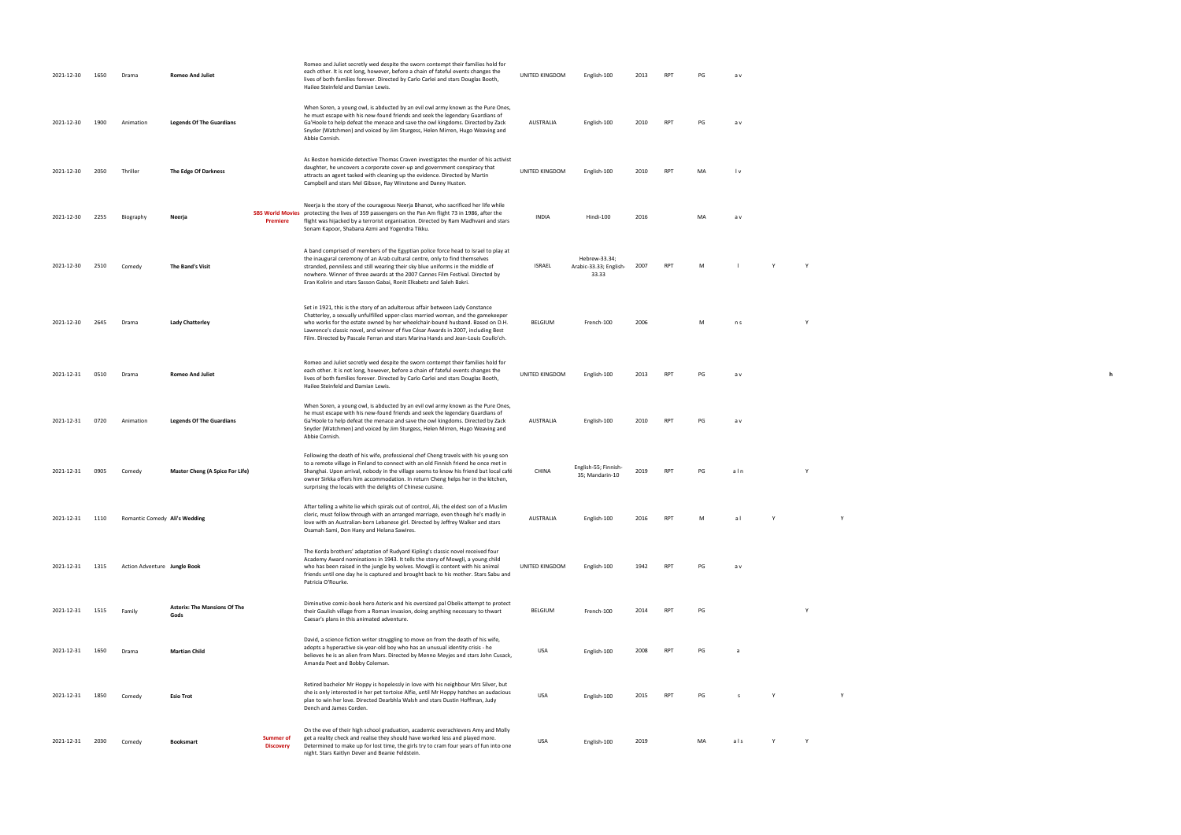| | | | | | | | | | | | | | | | |
|---|---|---|---|---|---|---|---|---|---|---|---|---|---|---|---|
| 2021-12-30 | 1650 | Drama | **Romeo And Juliet** | | Romeo and Juliet secretly wed despite the sworn contempt their families hold for each other. It is not long, however, before a chain of fateful events changes the lives of both families forever. Directed by Carlo Carlei and stars Douglas Booth, Hailee Steinfeld and Damian Lewis. | UNITED KINGDOM | English-100 | 2013 | RPT | PG | a v | | | | |
| 2021-12-30 | 1900 | Animation | **Legends Of The Guardians** | | When Soren, a young owl, is abducted by an evil owl army known as the Pure Ones, he must escape with his new-found friends and seek the legendary Guardians of Ga'Hoole to help defeat the menace and save the owl kingdoms. Directed by Zack Snyder (Watchmen) and voiced by Jim Sturgess, Helen Mirren, Hugo Weaving and Abbie Cornish. | AUSTRALIA | English-100 | 2010 | RPT | PG | a v | | | | |
| 2021-12-30 | 2050 | Thriller | **The Edge Of Darkness** | | As Boston homicide detective Thomas Craven investigates the murder of his activist daughter, he uncovers a corporate cover-up and government conspiracy that attracts an agent tasked with cleaning up the evidence. Directed by Martin Campbell and stars Mel Gibson, Ray Winstone and Danny Huston. | UNITED KINGDOM | English-100 | 2010 | RPT | MA | l v | | | | |
| 2021-12-30 | 2255 | Biography | **Neerja** | **SBS World Movies Premiere** | Neerja is the story of the courageous Neerja Bhanot, who sacrificed her life while protecting the lives of 359 passengers on the Pan Am flight 73 in 1986, after the flight was hijacked by a terrorist organisation. Directed by Ram Madhvani and stars Sonam Kapoor, Shabana Azmi and Yogendra Tikku. | INDIA | Hindi-100 | 2016 | | MA | a v | | | | |
| 2021-12-30 | 2510 | Comedy | **The Band's Visit** | | A band comprised of members of the Egyptian police force head to Israel to play at the inaugural ceremony of an Arab cultural centre, only to find themselves stranded, penniless and still wearing their sky blue uniforms in the middle of nowhere. Winner of three awards at the 2007 Cannes Film Festival. Directed by Eran Kolirin and stars Sasson Gabai, Ronit Elkabetz and Saleh Bakri. | ISRAEL | Hebrew-33.34; Arabic-33.33; English-33.33 | 2007 | RPT | M | l | Y | Y | | |
| 2021-12-30 | 2645 | Drama | **Lady Chatterley** | | Set in 1921, this is the story of an adulterous affair between Lady Constance Chatterley, a sexually unfulfilled upper-class married woman, and the gamekeeper who works for the estate owned by her wheelchair-bound husband. Based on D.H. Lawrence's classic novel, and winner of five César Awards in 2007, including Best Film. Directed by Pascale Ferran and stars Marina Hands and Jean-Louis Coulloc'h. | BELGIUM | French-100 | 2006 | | M | n s | | Y | | |
| 2021-12-31 | 0510 | Drama | **Romeo And Juliet** | | Romeo and Juliet secretly wed despite the sworn contempt their families hold for each other. It is not long, however, before a chain of fateful events changes the lives of both families forever. Directed by Carlo Carlei and stars Douglas Booth, Hailee Steinfeld and Damian Lewis. | UNITED KINGDOM | English-100 | 2013 | RPT | PG | a v | | | | h |
| 2021-12-31 | 0720 | Animation | **Legends Of The Guardians** | | When Soren, a young owl, is abducted by an evil owl army known as the Pure Ones, he must escape with his new-found friends and seek the legendary Guardians of Ga'Hoole to help defeat the menace and save the owl kingdoms. Directed by Zack Snyder (Watchmen) and voiced by Jim Sturgess, Helen Mirren, Hugo Weaving and Abbie Cornish. | AUSTRALIA | English-100 | 2010 | RPT | PG | a v | | | | |
| 2021-12-31 | 0905 | Comedy | **Master Cheng (A Spice For Life)** | | Following the death of his wife, professional chef Cheng travels with his young son to a remote village in Finland to connect with an old Finnish friend he once met in Shanghai. Upon arrival, nobody in the village seems to know his friend but local café owner Sirkka offers him accommodation. In return Cheng helps her in the kitchen, surprising the locals with the delights of Chinese cuisine. | CHINA | English-55; Finnish-35; Mandarin-10 | 2019 | RPT | PG | a l n | | Y | | |
| 2021-12-31 | 1110 | Romantic Comedy | **Ali's Wedding** | | After telling a white lie which spirals out of control, Ali, the eldest son of a Muslim cleric, must follow through with an arranged marriage, even though he's madly in love with an Australian-born Lebanese girl. Directed by Jeffrey Walker and stars Osamah Sami, Don Hany and Helana Sawires. | AUSTRALIA | English-100 | 2016 | RPT | M | a l | Y | | Y | |
| 2021-12-31 | 1315 | Action Adventure | **Jungle Book** | | The Korda brothers' adaptation of Rudyard Kipling's classic novel received four Academy Award nominations in 1943. It tells the story of Mowgli, a young child who has been raised in the jungle by wolves. Mowgli is content with his animal friends until one day he is captured and brought back to his mother. Stars Sabu and Patricia O'Rourke. | UNITED KINGDOM | English-100 | 1942 | RPT | PG | a v | | | | |
| 2021-12-31 | 1515 | Family | **Asterix: The Mansions Of The Gods** | | Diminutive comic-book hero Asterix and his oversized pal Obelix attempt to protect their Gaulish village from a Roman invasion, doing anything necessary to thwart Caesar's plans in this animated adventure. | BELGIUM | French-100 | 2014 | RPT | PG | | | Y | | |
| 2021-12-31 | 1650 | Drama | **Martian Child** | | David, a science fiction writer struggling to move on from the death of his wife, adopts a hyperactive six-year-old boy who has an unusual identity crisis - he believes he is an alien from Mars. Directed by Menno Meyjes and stars John Cusack, Amanda Peet and Bobby Coleman. | USA | English-100 | 2008 | RPT | PG | a | | | | |
| 2021-12-31 | 1850 | Comedy | **Esio Trot** | | Retired bachelor Mr Hoppy is hopelessly in love with his neighbour Mrs Silver, but she is only interested in her pet tortoise Alfie, until Mr Hoppy hatches an audacious plan to win her love. Directed Dearbhla Walsh and stars Dustin Hoffman, Judy Dench and James Corden. | USA | English-100 | 2015 | RPT | PG | s | Y | | Y | |
| 2021-12-31 | 2030 | Comedy | **Booksmart** | **Summer of Discovery** | On the eve of their high school graduation, academic overachievers Amy and Molly get a reality check and realise they should have worked less and played more. Determined to make up for lost time, the girls try to cram four years of fun into one night. Stars Kaitlyn Dever and Beanie Feldstein. | USA | English-100 | 2019 | | MA | a l s | Y | Y | | |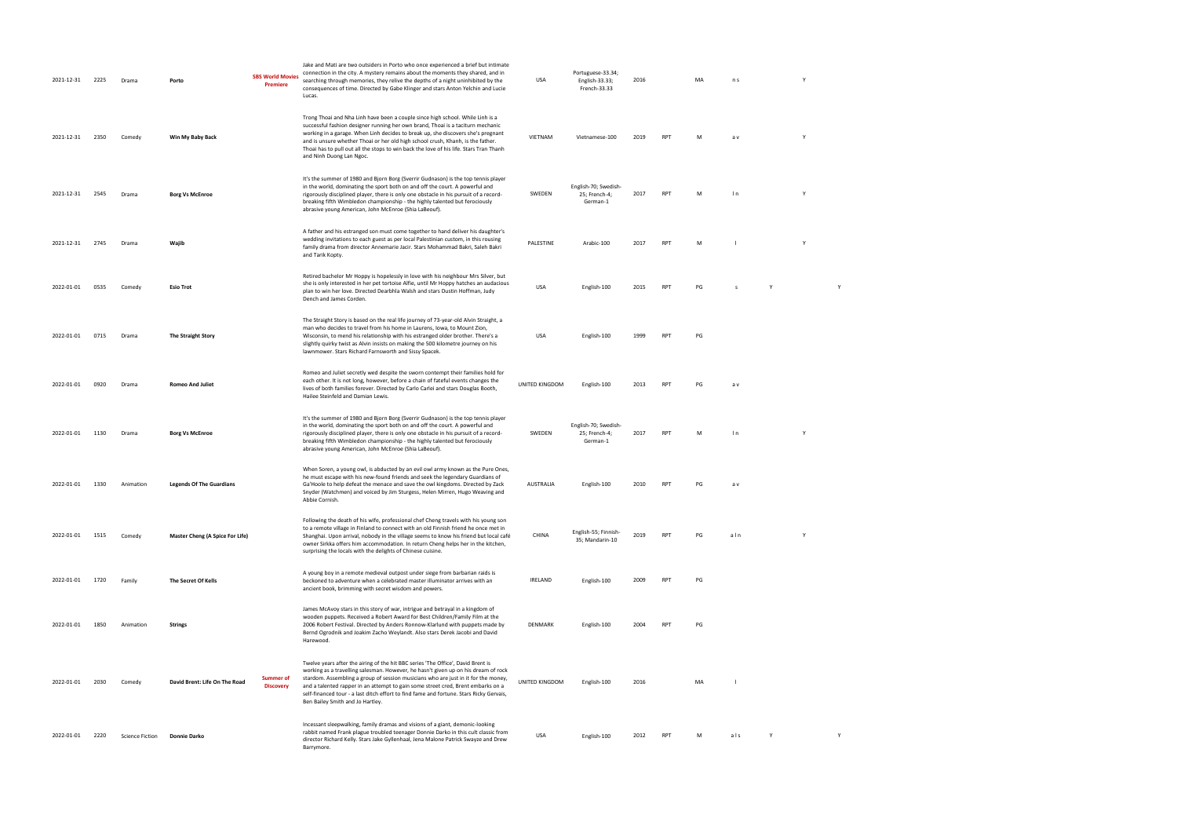| | | | | | | | | | | | | | | |
|---|---|---|---|---|---|---|---|---|---|---|---|---|---|---|
| 2021-12-31 | 2225 | Drama | **Porto** | **SBS World Movies Premiere** | Jake and Mati are two outsiders in Porto who once experienced a brief but intimate connection in the city. A mystery remains about the moments they shared, and in searching through memories, they relive the depths of a night uninhibited by the consequences of time. Directed by Gabe Klinger and stars Anton Yelchin and Lucie Lucas. | USA | Portuguese-33.34; English-33.33; French-33.33 | 2016 | | MA | n s | | Y | |
| 2021-12-31 | 2350 | Comedy | **Win My Baby Back** | | Trong Thoai and Nha Linh have been a couple since high school. While Linh is a successful fashion designer running her own brand, Thoai is a taciturn mechanic working in a garage. When Linh decides to break up, she discovers she's pregnant and is unsure whether Thoai or her old high school crush, Khanh, is the father. Thoai has to pull out all the stops to win back the love of his life. Stars Tran Thanh and Ninh Duong Lan Ngoc. | VIETNAM | Vietnamese-100 | 2019 | RPT | M | a v | | Y | |
| 2021-12-31 | 2545 | Drama | **Borg Vs McEnroe** | | It's the summer of 1980 and Bjorn Borg (Sverrir Gudnason) is the top tennis player in the world, dominating the sport both on and off the court. A powerful and rigorously disciplined player, there is only one obstacle in his pursuit of a record-breaking fifth Wimbledon championship - the highly talented but ferociously abrasive young American, John McEnroe (Shia LaBeouf). | SWEDEN | English-70; Swedish-25; French-4; German-1 | 2017 | RPT | M | l n | | Y | |
| 2021-12-31 | 2745 | Drama | **Wajib** | | A father and his estranged son must come together to hand deliver his daughter's wedding invitations to each guest as per local Palestinian custom, in this rousing family drama from director Annemarie Jacir. Stars Mohammad Bakri, Saleh Bakri and Tarik Kopty. | PALESTINE | Arabic-100 | 2017 | RPT | M | l | | Y | |
| 2022-01-01 | 0535 | Comedy | **Esio Trot** | | Retired bachelor Mr Hoppy is hopelessly in love with his neighbour Mrs Silver, but she is only interested in her pet tortoise Alfie, until Mr Hoppy hatches an audacious plan to win her love. Directed Dearbhla Walsh and stars Dustin Hoffman, Judy Dench and James Corden. | USA | English-100 | 2015 | RPT | PG | s | Y | | Y |
| 2022-01-01 | 0715 | Drama | **The Straight Story** | | The Straight Story is based on the real life journey of 73-year-old Alvin Straight, a man who decides to travel from his home in Laurens, Iowa, to Mount Zion, Wisconsin, to mend his relationship with his estranged older brother. There's a slightly quirky twist as Alvin insists on making the 500 kilometre journey on his lawnmower. Stars Richard Farnsworth and Sissy Spacek. | USA | English-100 | 1999 | RPT | PG | | | | |
| 2022-01-01 | 0920 | Drama | **Romeo And Juliet** | | Romeo and Juliet secretly wed despite the sworn contempt their families hold for each other. It is not long, however, before a chain of fateful events changes the lives of both families forever. Directed by Carlo Carlei and stars Douglas Booth, Hailee Steinfeld and Damian Lewis. | UNITED KINGDOM | English-100 | 2013 | RPT | PG | a v | | | |
| 2022-01-01 | 1130 | Drama | **Borg Vs McEnroe** | | It's the summer of 1980 and Bjorn Borg (Sverrir Gudnason) is the top tennis player in the world, dominating the sport both on and off the court. A powerful and rigorously disciplined player, there is only one obstacle in his pursuit of a record-breaking fifth Wimbledon championship - the highly talented but ferociously abrasive young American, John McEnroe (Shia LaBeouf). | SWEDEN | English-70; Swedish-25; French-4; German-1 | 2017 | RPT | M | l n | | Y | |
| 2022-01-01 | 1330 | Animation | **Legends Of The Guardians** | | When Soren, a young owl, is abducted by an evil owl army known as the Pure Ones, he must escape with his new-found friends and seek the legendary Guardians of Ga'Hoole to help defeat the menace and save the owl kingdoms. Directed by Zack Snyder (Watchmen) and voiced by Jim Sturgess, Helen Mirren, Hugo Weaving and Abbie Cornish. | AUSTRALIA | English-100 | 2010 | RPT | PG | a v | | | |
| 2022-01-01 | 1515 | Comedy | **Master Cheng (A Spice For Life)** | | Following the death of his wife, professional chef Cheng travels with his young son to a remote village in Finland to connect with an old Finnish friend he once met in Shanghai. Upon arrival, nobody in the village seems to know his friend but local café owner Sirkka offers him accommodation. In return Cheng helps her in the kitchen, surprising the locals with the delights of Chinese cuisine. | CHINA | English-55; Finnish-35; Mandarin-10 | 2019 | RPT | PG | a l n | | Y | |
| 2022-01-01 | 1720 | Family | **The Secret Of Kells** | | A young boy in a remote medieval outpost under siege from barbarian raids is beckoned to adventure when a celebrated master illuminator arrives with an ancient book, brimming with secret wisdom and powers. | IRELAND | English-100 | 2009 | RPT | PG | | | | |
| 2022-01-01 | 1850 | Animation | **Strings** | | James McAvoy stars in this story of war, intrigue and betrayal in a kingdom of wooden puppets. Received a Robert Award for Best Children/Family Film at the 2006 Robert Festival. Directed by Anders Ronnow-Klarlund with puppets made by Bernd Ogrodnik and Joakim Zacho Weylandt. Also stars Derek Jacobi and David Harewood. | DENMARK | English-100 | 2004 | RPT | PG | | | | |
| 2022-01-01 | 2030 | Comedy | **David Brent: Life On The Road** | **Summer of Discovery** | Twelve years after the airing of the hit BBC series 'The Office', David Brent is working as a travelling salesman. However, he hasn't given up on his dream of rock stardom. Assembling a group of session musicians who are just in it for the money, and a talented rapper in an attempt to gain some street cred, Brent embarks on a self-financed tour - a last ditch effort to find fame and fortune. Stars Ricky Gervais, Ben Bailey Smith and Jo Hartley. | UNITED KINGDOM | English-100 | 2016 | | MA | l | | | |
| 2022-01-01 | 2220 | Science Fiction | **Donnie Darko** | | Incessant sleepwalking, family dramas and visions of a giant, demonic-looking rabbit named Frank plague troubled teenager Donnie Darko in this cult classic from director Richard Kelly. Stars Jake Gyllenhaal, Jena Malone Patrick Swayze and Drew Barrymore. | USA | English-100 | 2012 | RPT | M | a l s | Y | | Y |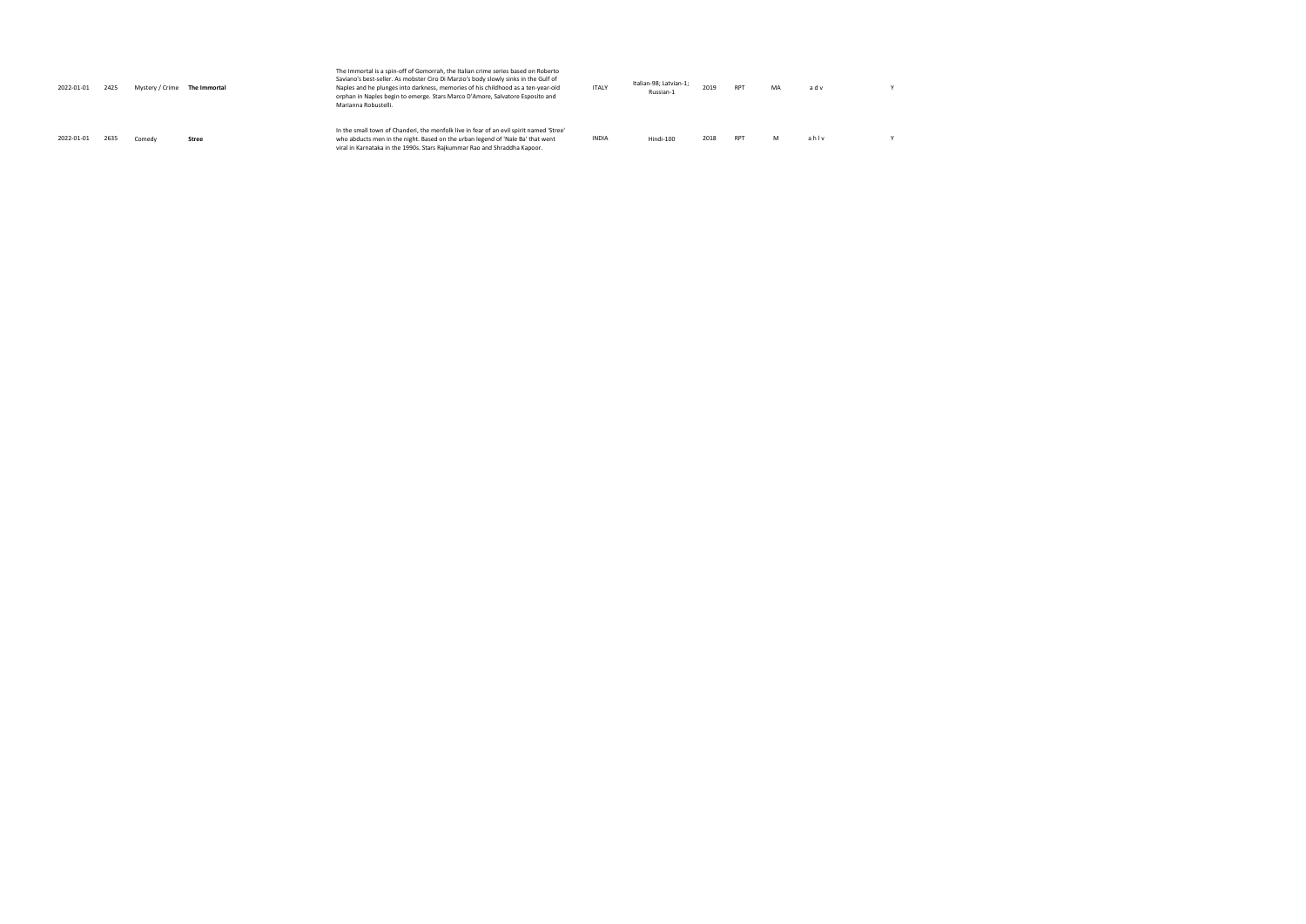| | | | | | | | | | | | |
|---|---|---|---|---|---|---|---|---|---|---|---|
| 2022-01-01 | 2425 | Mystery / Crime | **The Immortal** | The Immortal is a spin-off of Gomorrah, the Italian crime series based on Roberto Saviano's best-seller. As mobster Ciro Di Marzio's body slowly sinks in the Gulf of Naples and he plunges into darkness, memories of his childhood as a ten-year-old orphan in Naples begin to emerge. Stars Marco D'Amore, Salvatore Esposito and Marianna Robustelli. | ITALY | Italian-98; Latvian-1; Russian-1 | 2019 | RPT | MA | a d v | Y |
| 2022-01-01 | 2635 | Comedy | **Stree** | In the small town of Chanderi, the menfolk live in fear of an evil spirit named 'Stree' who abducts men in the night. Based on the urban legend of 'Nale Ba' that went viral in Karnataka in the 1990s. Stars Rajkummar Rao and Shraddha Kapoor. | INDIA | Hindi-100 | 2018 | RPT | M | a h l v | Y |